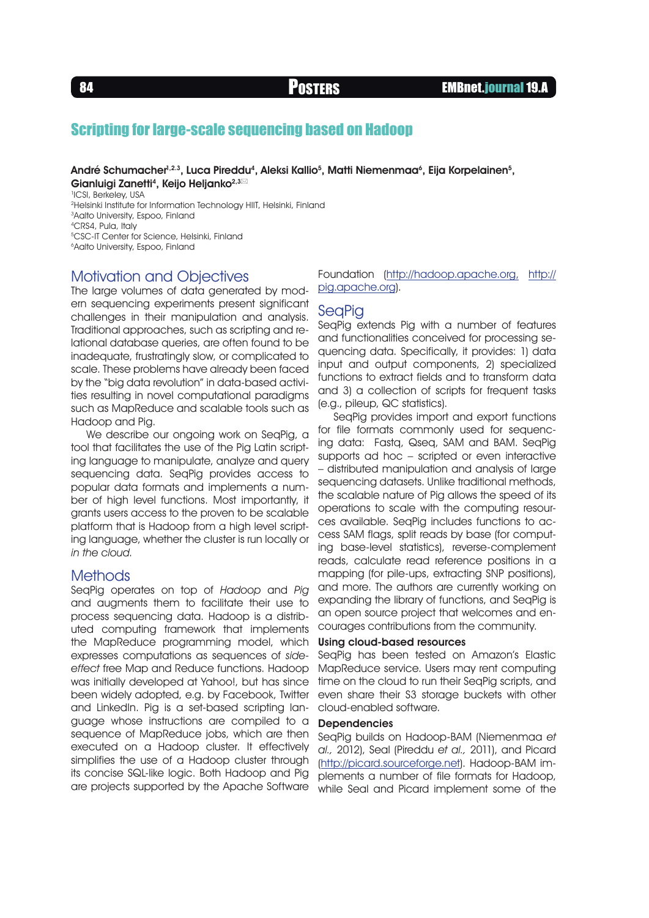# Scripting for large-scale sequencing based on Hadoop

**André Schumacher[1,2,3], Luca Pireddu[4], Aleksi Kallio[5], Matti Niemenmaa[6], Eija Korpelainen[5], Gianluigi Zanetti[4], Keijo Heljanko[2,3]✉**

[1]ICSI, Berkeley, USA
[2]Helsinki Institute for Information Technology HIIT, Helsinki, Finland
[3]Aalto University, Espoo, Finland
[4]CRS4, Pula, Italy
[5]CSC-IT Center for Science, Helsinki, Finland
[6]Aalto University, Espoo, Finland

## Motivation and Objectives

The large volumes of data generated by modern sequencing experiments present significant challenges in their manipulation and analysis. Traditional approaches, such as scripting and relational database queries, are often found to be inadequate, frustratingly slow, or complicated to scale. These problems have already been faced by the "big data revolution" in data-based activities resulting in novel computational paradigms such as MapReduce and scalable tools such as Hadoop and Pig.

We describe our ongoing work on SeqPig, a tool that facilitates the use of the Pig Latin scripting language to manipulate, analyze and query sequencing data. SeqPig provides access to popular data formats and implements a number of high level functions. Most importantly, it grants users access to the proven to be scalable platform that is Hadoop from a high level scripting language, whether the cluster is run locally or *in the cloud*.

## Methods

SeqPig operates on top of *Hadoop* and *Pig* and augments them to facilitate their use to process sequencing data. Hadoop is a distributed computing framework that implements the MapReduce programming model, which expresses computations as sequences of *side-effect* free Map and Reduce functions. Hadoop was initially developed at Yahoo!, but has since been widely adopted, e.g. by Facebook, Twitter and LinkedIn. Pig is a set-based scripting language whose instructions are compiled to a sequence of MapReduce jobs, which are then executed on a Hadoop cluster. It effectively simplifies the use of a Hadoop cluster through its concise SQL-like logic. Both Hadoop and Pig are projects supported by the Apache Software Foundation (http://hadoop.apache.org, http://pig.apache.org).

## SeqPig

SeqPig extends Pig with a number of features and functionalities conceived for processing sequencing data. Specifically, it provides: 1) data input and output components, 2) specialized functions to extract fields and to transform data and 3) a collection of scripts for frequent tasks (e.g., pileup, QC statistics).

SeqPig provides import and export functions for file formats commonly used for sequencing data: Fastq, Qseq, SAM and BAM. SeqPig supports ad hoc – scripted or even interactive – distributed manipulation and analysis of large sequencing datasets. Unlike traditional methods, the scalable nature of Pig allows the speed of its operations to scale with the computing resources available. SeqPig includes functions to access SAM flags, split reads by base (for computing base-level statistics), reverse-complement reads, calculate read reference positions in a mapping (for pile-ups, extracting SNP positions), and more. The authors are currently working on expanding the library of functions, and SeqPig is an open source project that welcomes and encourages contributions from the community.

### Using cloud-based resources

SeqPig has been tested on Amazon's Elastic MapReduce service. Users may rent computing time on the cloud to run their SeqPig scripts, and even share their S3 storage buckets with other cloud-enabled software.

### Dependencies

SeqPig builds on Hadoop-BAM (Niemenmaa *et al.,* 2012), Seal (Pireddu *et al.,* 2011), and Picard (http://picard.sourceforge.net). Hadoop-BAM implements a number of file formats for Hadoop, while Seal and Picard implement some of the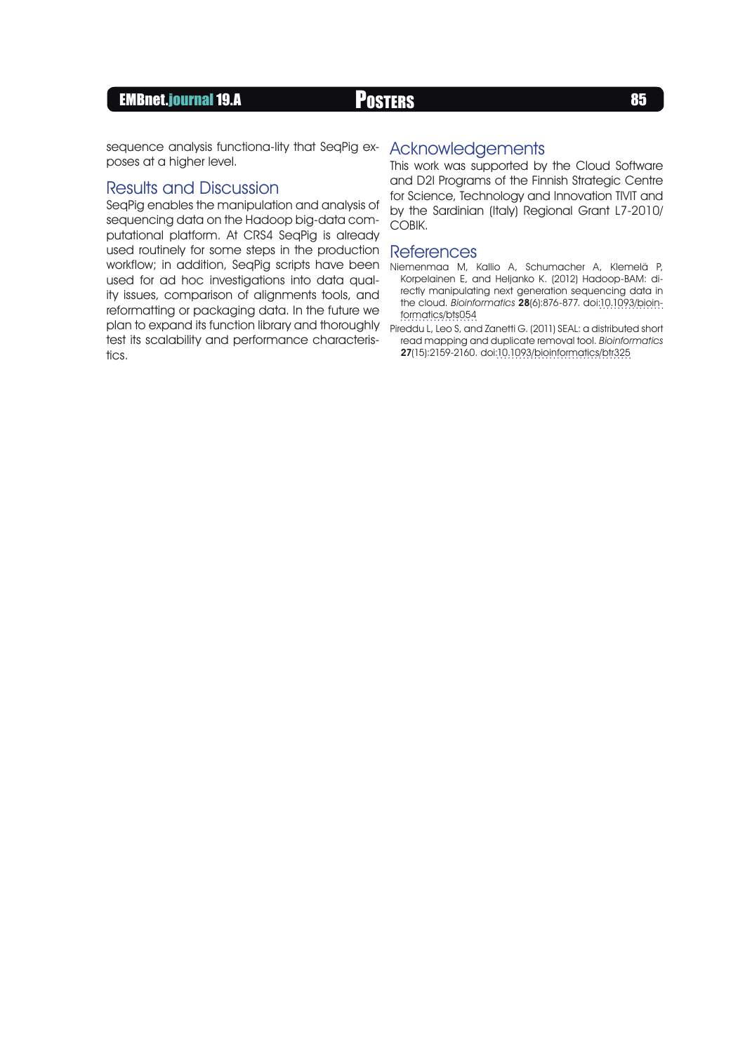sequence analysis functiona-lity that SeqPig exposes at a higher level.

## Results and Discussion

SeqPig enables the manipulation and analysis of sequencing data on the Hadoop big-data computational platform. At CRS4 SeqPig is already used routinely for some steps in the production workflow; in addition, SeqPig scripts have been used for ad hoc investigations into data quality issues, comparison of alignments tools, and reformatting or packaging data. In the future we plan to expand its function library and thoroughly test its scalability and performance characteristics.

## Acknowledgements

This work was supported by the Cloud Software and D2I Programs of the Finnish Strategic Centre for Science, Technology and Innovation TIVIT and by the Sardinian (Italy) Regional Grant L7-2010/COBIK.

## References

Niemenmaa M, Kallio A, Schumacher A, Klemelä P, Korpelainen E, and Heljanko K. (2012) Hadoop-BAM: directly manipulating next generation sequencing data in the cloud. *Bioinformatics* **28**(6):876-877. doi:10.1093/bioinformatics/bts054

Pireddu L, Leo S, and Zanetti G. (2011) SEAL: a distributed short read mapping and duplicate removal tool. *Bioinformatics* **27**(15):2159-2160. doi:10.1093/bioinformatics/btr325